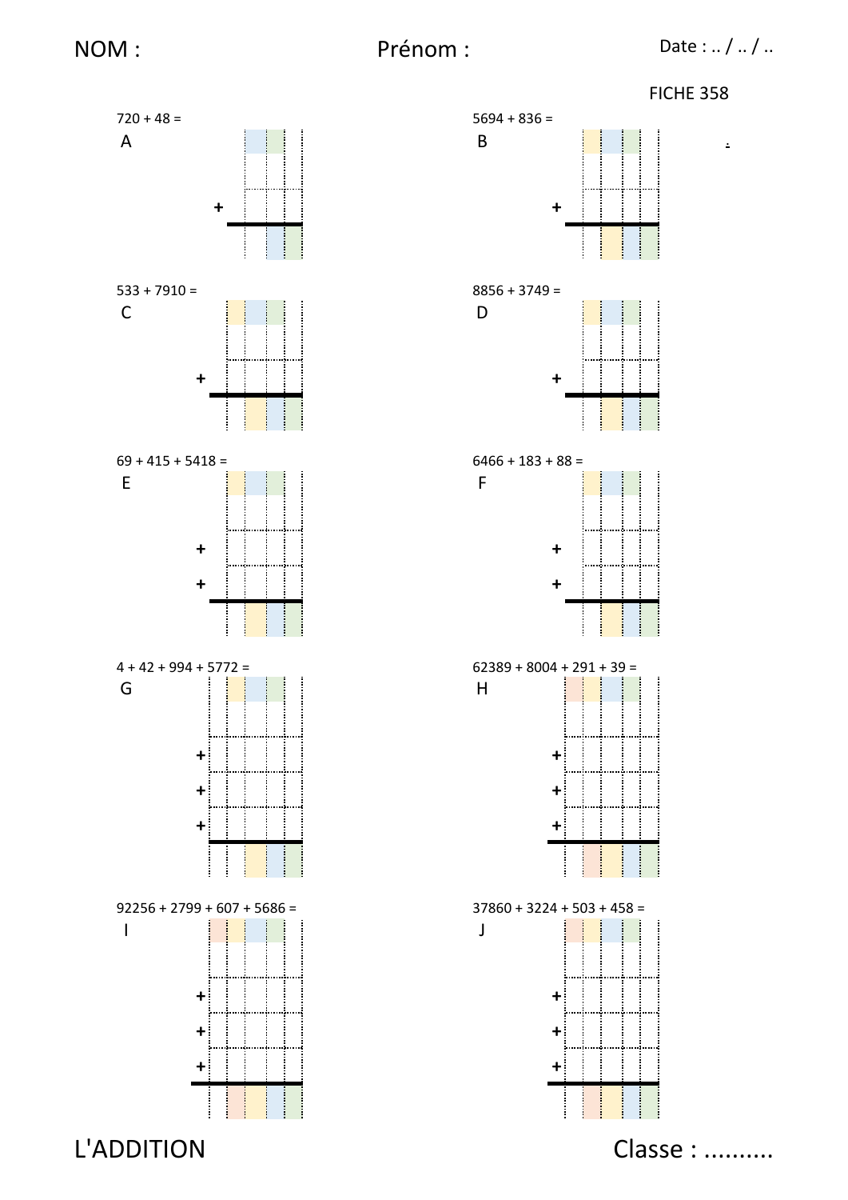NOM : Prénom : Date : .. / .. / ..

FICHE 358

A

720 + 48 =

+

B

5694 + 836 =

+

C

533 + 7910 =

+

D

8856 + 3749 =

+

E

69 + 415 + 5418 =

+

+

F

6466 + 183 + 88 =

+

+

G

4 + 42 + 994 + 5772 =

+

+

+

H

62389 + 8004 + 291 + 39 =

+

+

+

I

92256 + 2799 + 607 + 5686 =

+

+

+

J

37860 + 3224 + 503 + 458 =

+

+

+

L'ADDITION

Classe : ..........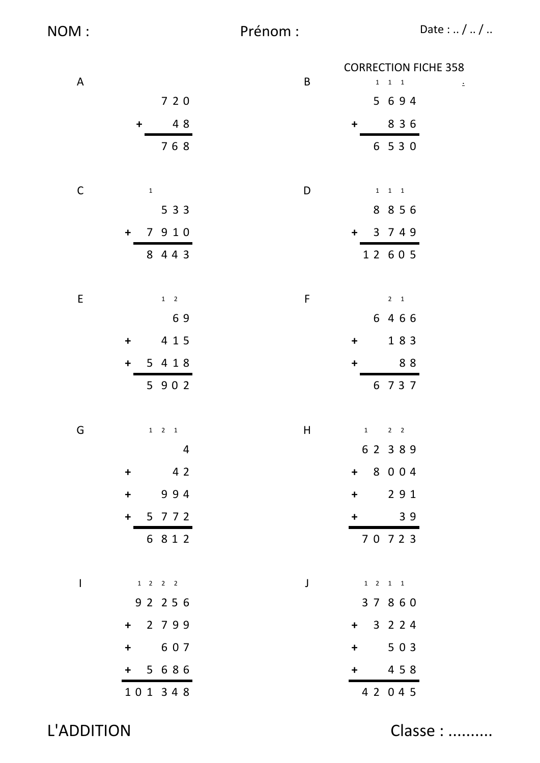NOM : Prénom : Date : .. / .. / ..

CORRECTION FICHE 358

**A**

```
    7 2 0
+     4 8
---------
    7 6 8
```

**B**

```
   1 1 1
   5 6 9 4
+    8 3 6
-----------
   6 5 3 0
```

**C**

```
  1
    5 3 3
+ 7 9 1 0
---------
  8 4 4 3
```

**D**

```
   1 1 1
   8 8 5 6
+  3 7 4 9
-----------
 1 2 6 0 5
```

**E**

```
    1 2
      6 9
+   4 1 5
+ 5 4 1 8
---------
  5 9 0 2
```

**F**

```
     2 1
   6 4 6 6
+    1 8 3
+      8 8
-----------
   6 7 3 7
```

**G**

```
  1 2 1
        4
+     4 2
+   9 9 4
+ 5 7 7 2
---------
  6 8 1 2
```

**H**

```
 1   2 2
 6 2 3 8 9
+  8 0 0 4
+    2 9 1
+      3 9
-----------
 7 0 7 2 3
```

**I**

```
 1 2 2 2
  9 2 2 5 6
+   2 7 9 9
+     6 0 7
+   5 6 8 6
-----------
1 0 1 3 4 8
```

**J**

```
 1 2 1 1
 3 7 8 6 0
+  3 2 2 4
+    5 0 3
+    4 5 8
-----------
 4 2 0 4 5
```

L'ADDITION Classe : ..........